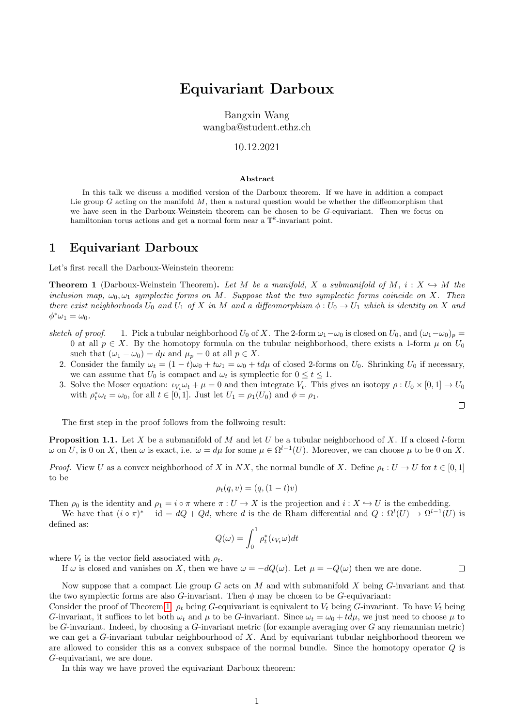# Equivariant Darboux

Bangxin Wang
wangba@student.ethz.ch

10.12.2021

### Abstract

In this talk we discuss a modified version of the Darboux theorem. If we have in addition a compact Lie group $G$ acting on the manifold $M$, then a natural question would be whether the diffeomorphism that we have seen in the Darboux-Weinstein theorem can be chosen to be $G$-equivariant. Then we focus on hamiltonian torus actions and get a normal form near a $\mathbb{T}^k$-invariant point.

## 1 Equivariant Darboux

Let's first recall the Darboux-Weinstein theorem:

**Theorem 1** (Darboux-Weinstein Theorem)**.** *Let $M$ be a manifold, $X$ a submanifold of $M$, $i : X \hookrightarrow M$ the inclusion map, $\omega_0, \omega_1$ symplectic forms on $M$. Suppose that the two symplectic forms coincide on $X$. Then there exist neighborhoods $U_0$ and $U_1$ of $X$ in $M$ and a diffeomorphism $\phi : U_0 \to U_1$ which is identity on $X$ and $\phi^*\omega_1 = \omega_0$.*

*sketch of proof.*

1. Pick a tubular neighborhood $U_0$ of $X$. The 2-form $\omega_1 - \omega_0$ is closed on $U_0$, and $(\omega_1 - \omega_0)_p = 0$ at all $p \in X$. By the homotopy formula on the tubular neighborhood, there exists a 1-form $\mu$ on $U_0$ such that $(\omega_1 - \omega_0) = d\mu$ and $\mu_p = 0$ at all $p \in X$.
2. Consider the family $\omega_t = (1-t)\omega_0 + t\omega_1 = \omega_0 + td\mu$ of closed 2-forms on $U_0$. Shrinking $U_0$ if necessary, we can assume that $U_0$ is compact and $\omega_t$ is symplectic for $0 \leq t \leq 1$.
3. Solve the Moser equation: $\iota_{V_t}\omega_t + \mu = 0$ and then integrate $V_t$. This gives an isotopy $\rho : U_0 \times [0,1] \to U_0$ with $\rho_t^*\omega_t = \omega_0$, for all $t \in [0,1]$. Just let $U_1 = \rho_1(U_0)$ and $\phi = \rho_1$.

□

The first step in the proof follows from the follwoing result:

**Proposition 1.1.** Let $X$ be a submanifold of $M$ and let $U$ be a tubular neighborhood of $X$. If a closed $l$-form $\omega$ on $U$, is 0 on $X$, then $\omega$ is exact, i.e. $\omega = d\mu$ for some $\mu \in \Omega^{l-1}(U)$. Moreover, we can choose $\mu$ to be 0 on $X$.

*Proof.* View $U$ as a convex neighborhood of $X$ in $NX$, the normal bundle of $X$. Define $\rho_t : U \to U$ for $t \in [0,1]$ to be

$$\rho_t(q, v) = (q, (1-t)v)$$

Then $\rho_0$ is the identity and $\rho_1 = i \circ \pi$ where $\pi : U \to X$ is the projection and $i : X \hookrightarrow U$ is the embedding.

We have that $(i \circ \pi)^* - \text{id} = dQ + Qd$, where $d$ is the de Rham differential and $Q : \Omega^l(U) \to \Omega^{l-1}(U)$ is defined as:

$$Q(\omega) = \int_0^1 \rho_t^*(\iota_{V_t}\omega)dt$$

where $V_t$ is the vector field associated with $\rho_t$.

If $\omega$ is closed and vanishes on $X$, then we have $\omega = -dQ(\omega)$. Let $\mu = -Q(\omega)$ then we are done. □

Now suppose that a compact Lie group $G$ acts on $M$ and with submanifold $X$ being $G$-invariant and that the two symplectic forms are also $G$-invariant. Then $\phi$ may be chosen to be $G$-equivariant:

Consider the proof of Theorem 1. $\rho_t$ being $G$-equivariant is equivalent to $V_t$ being $G$-invariant. To have $V_t$ being $G$-invariant, it suffices to let both $\omega_t$ and $\mu$ to be $G$-invariant. Since $\omega_t = \omega_0 + td\mu$, we just need to choose $\mu$ to be $G$-invariant. Indeed, by choosing a $G$-invariant metric (for example averaging over $G$ any riemannian metric) we can get a $G$-invariant tubular neighbourhood of $X$. And by equivariant tubular neighborhood theorem we are allowed to consider this as a convex subspace of the normal bundle. Since the homotopy operator $Q$ is $G$-equivariant, we are done.

In this way we have proved the equivariant Darboux theorem: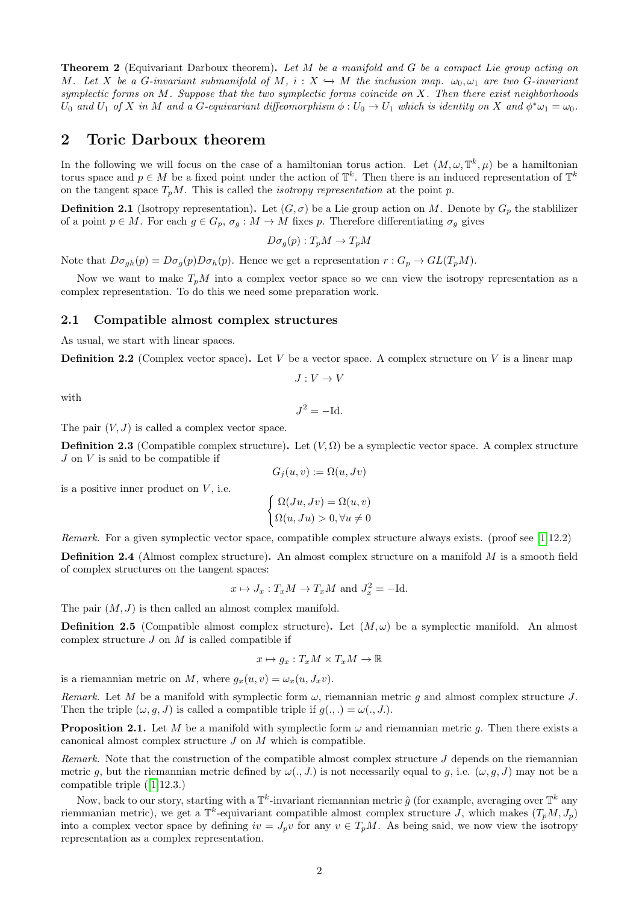**Theorem 2** (Equivariant Darboux theorem)**.** *Let $M$ be a manifold and $G$ be a compact Lie group acting on $M$. Let $X$ be a $G$-invariant submanifold of $M$, $i : X \hookrightarrow M$ the inclusion map. $\omega_0, \omega_1$ are two $G$-invariant symplectic forms on $M$. Suppose that the two symplectic forms coincide on $X$. Then there exist neighborhoods $U_0$ and $U_1$ of $X$ in $M$ and a $G$-equivariant diffeomorphism $\phi : U_0 \to U_1$ which is identity on $X$ and $\phi^*\omega_1 = \omega_0$.*

## 2 Toric Darboux theorem

In the following we will focus on the case of a hamiltonian torus action. Let $(M, \omega, \mathbb{T}^k, \mu)$ be a hamiltonian torus space and $p \in M$ be a fixed point under the action of $\mathbb{T}^k$. Then there is an induced representation of $\mathbb{T}^k$ on the tangent space $T_pM$. This is called the *isotropy representation* at the point $p$.

**Definition 2.1** (Isotropy representation)**.** Let $(G, \sigma)$ be a Lie group action on $M$. Denote by $G_p$ the stablilizer of a point $p \in M$. For each $g \in G_p$, $\sigma_g : M \to M$ fixes $p$. Therefore differentiating $\sigma_g$ gives

$$D\sigma_g(p) : T_pM \to T_pM$$

Note that $D\sigma_{gh}(p) = D\sigma_g(p)D\sigma_h(p)$. Hence we get a representation $r : G_p \to GL(T_pM)$.

Now we want to make $T_pM$ into a complex vector space so we can view the isotropy representation as a complex representation. To do this we need some preparation work.

### 2.1 Compatible almost complex structures

As usual, we start with linear spaces.

**Definition 2.2** (Complex vector space)**.** Let $V$ be a vector space. A complex structure on $V$ is a linear map

$$J : V \to V$$

with

$$J^2 = -\text{Id}.$$

The pair $(V, J)$ is called a complex vector space.

**Definition 2.3** (Compatible complex structure)**.** Let $(V, \Omega)$ be a symplectic vector space. A complex structure $J$ on $V$ is said to be compatible if

$$G_j(u, v) := \Omega(u, Jv)$$

is a positive inner product on $V$, i.e.

$$\begin{cases} \Omega(Ju, Jv) = \Omega(u, v) \\ \Omega(u, Ju) > 0, \forall u \neq 0 \end{cases}$$

*Remark.* For a given symplectic vector space, compatible complex structure always exists. (proof see [1]12.2)

**Definition 2.4** (Almost complex structure)**.** An almost complex structure on a manifold $M$ is a smooth field of complex structures on the tangent spaces:

$$x \mapsto J_x : T_xM \to T_xM \text{ and } J_x^2 = -\text{Id}.$$

The pair $(M, J)$ is then called an almost complex manifold.

**Definition 2.5** (Compatible almost complex structure)**.** Let $(M, \omega)$ be a symplectic manifold. An almost complex structure $J$ on $M$ is called compatible if

$$x \mapsto g_x : T_xM \times T_xM \to \mathbb{R}$$

is a riemannian metric on $M$, where $g_x(u, v) = \omega_x(u, J_xv)$.

*Remark.* Let $M$ be a manifold with symplectic form $\omega$, riemannian metric $g$ and almost complex structure $J$. Then the triple $(\omega, g, J)$ is called a compatible triple if $g(.,.) = \omega(., J.)$.

**Proposition 2.1.** Let $M$ be a manifold with symplectic form $\omega$ and riemannian metric $g$. Then there exists a canonical almost complex structure $J$ on $M$ which is compatible.

*Remark.* Note that the construction of the compatible almost complex structure $J$ depends on the riemannian metric $g$, but the riemannian metric defined by $\omega(., J.)$ is not necessarily equal to $g$, i.e. $(\omega, g, J)$ may not be a compatible triple ([1]12.3.)

Now, back to our story, starting with a $\mathbb{T}^k$-invariant riemannian metric $\hat{g}$ (for example, averaging over $\mathbb{T}^k$ any riemmanian metric), we get a $\mathbb{T}^k$-equivariant compatible almost complex structure $J$, which makes $(T_pM, J_p)$ into a complex vector space by defining $iv = J_pv$ for any $v \in T_pM$. As being said, we now view the isotropy representation as a complex representation.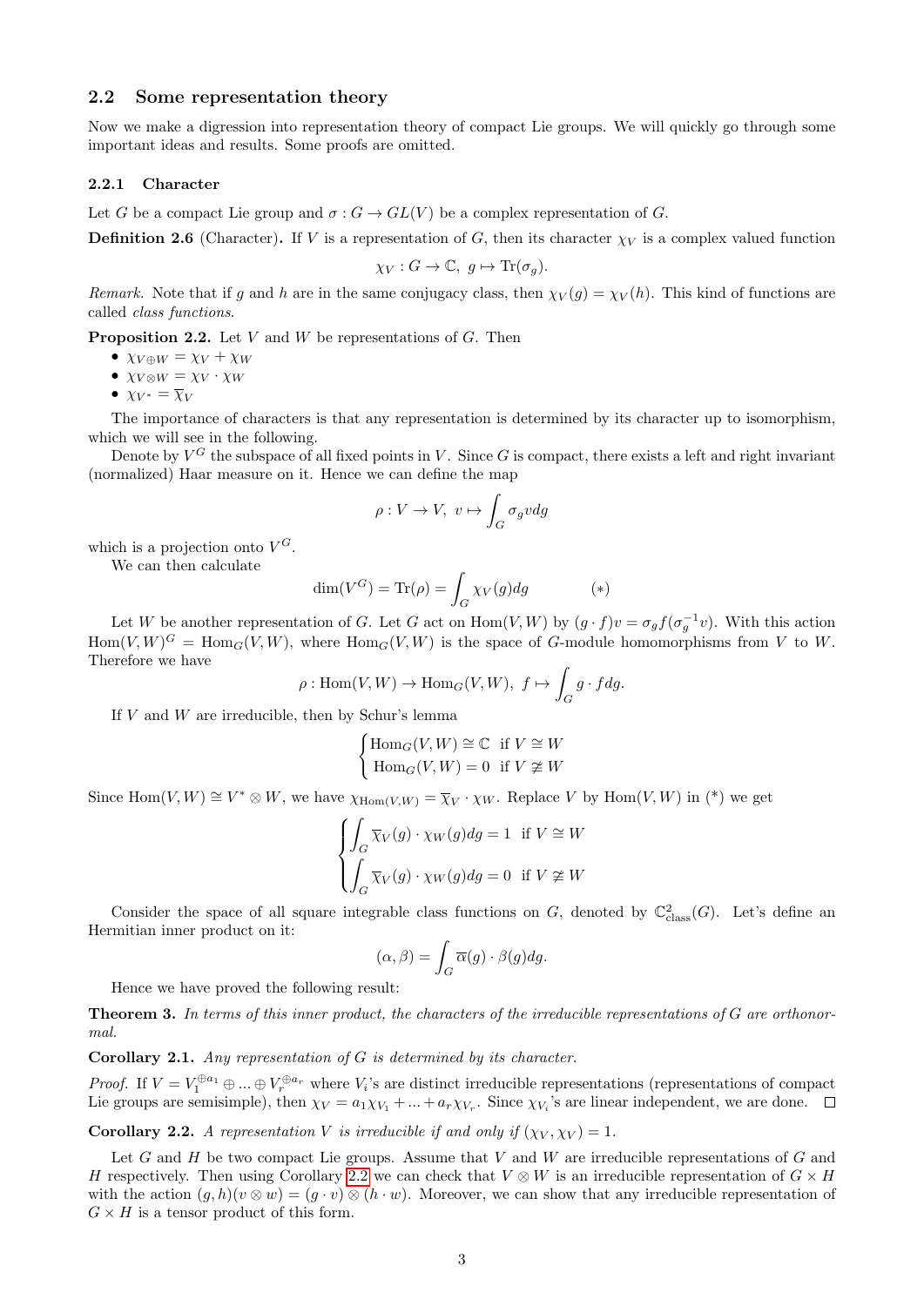## 2.2 Some representation theory

Now we make a digression into representation theory of compact Lie groups. We will quickly go through some important ideas and results. Some proofs are omitted.

### 2.2.1 Character

Let $G$ be a compact Lie group and $\sigma : G \to GL(V)$ be a complex representation of $G$.

**Definition 2.6** (Character)**.** If $V$ is a representation of $G$, then its character $\chi_V$ is a complex valued function

$$\chi_V : G \to \mathbb{C},\ g \mapsto \mathrm{Tr}(\sigma_g).$$

*Remark.* Note that if $g$ and $h$ are in the same conjugacy class, then $\chi_V(g) = \chi_V(h)$. This kind of functions are called *class functions*.

**Proposition 2.2.** Let $V$ and $W$ be representations of $G$. Then

- $\chi_{V\oplus W} = \chi_V + \chi_W$
- $\chi_{V\otimes W} = \chi_V \cdot \chi_W$
- $\chi_{V^*} = \overline{\chi}_V$

The importance of characters is that any representation is determined by its character up to isomorphism, which we will see in the following.

Denote by $V^G$ the subspace of all fixed points in $V$. Since $G$ is compact, there exists a left and right invariant (normalized) Haar measure on it. Hence we can define the map

$$\rho : V \to V,\ v \mapsto \int_G \sigma_g v dg$$

which is a projection onto $V^G$.

We can then calculate

$$\dim(V^G) = \mathrm{Tr}(\rho) = \int_G \chi_V(g)dg \qquad (*)$$

Let $W$ be another representation of $G$. Let $G$ act on $\mathrm{Hom}(V,W)$ by $(g\cdot f)v = \sigma_g f(\sigma_g^{-1} v)$. With this action $\mathrm{Hom}(V,W)^G = \mathrm{Hom}_G(V,W)$, where $\mathrm{Hom}_G(V,W)$ is the space of $G$-module homomorphisms from $V$ to $W$. Therefore we have

$$\rho : \mathrm{Hom}(V,W) \to \mathrm{Hom}_G(V,W),\ f \mapsto \int_G g\cdot f dg.$$

If $V$ and $W$ are irreducible, then by Schur's lemma

$$\begin{cases} \mathrm{Hom}_G(V,W) \cong \mathbb{C} & \text{if } V \cong W \\ \mathrm{Hom}_G(V,W) = 0 & \text{if } V \ncong W \end{cases}$$

Since $\mathrm{Hom}(V,W) \cong V^* \otimes W$, we have $\chi_{\mathrm{Hom}(V,W)} = \overline{\chi}_V \cdot \chi_W$. Replace $V$ by $\mathrm{Hom}(V,W)$ in $(*)$ we get

$$\begin{cases} \displaystyle\int_G \overline{\chi}_V(g)\cdot\chi_W(g)dg = 1 & \text{if } V \cong W \\ \displaystyle\int_G \overline{\chi}_V(g)\cdot\chi_W(g)dg = 0 & \text{if } V \ncong W \end{cases}$$

Consider the space of all square integrable class functions on $G$, denoted by $\mathbb{C}^2_{\text{class}}(G)$. Let's define an Hermitian inner product on it:

$$(\alpha,\beta) = \int_G \overline{\alpha}(g)\cdot\beta(g)dg.$$

Hence we have proved the following result:

**Theorem 3.** *In terms of this inner product, the characters of the irreducible representations of $G$ are orthonormal.*

**Corollary 2.1.** *Any representation of $G$ is determined by its character.*

*Proof.* If $V = V_1^{\oplus a_1} \oplus ... \oplus V_r^{\oplus a_r}$ where $V_i$'s are distinct irreducible representations (representations of compact Lie groups are semisimple), then $\chi_V = a_1\chi_{V_1} + ... + a_r\chi_{V_r}$. Since $\chi_{V_i}$'s are linear independent, we are done. □

**Corollary 2.2.** *A representation $V$ is irreducible if and only if $(\chi_V,\chi_V) = 1$.*

Let $G$ and $H$ be two compact Lie groups. Assume that $V$ and $W$ are irreducible representations of $G$ and $H$ respectively. Then using Corollary 2.2 we can check that $V\otimes W$ is an irreducible representation of $G\times H$ with the action $(g,h)(v\otimes w) = (g\cdot v)\otimes(h\cdot w)$. Moreover, we can show that any irreducible representation of $G\times H$ is a tensor product of this form.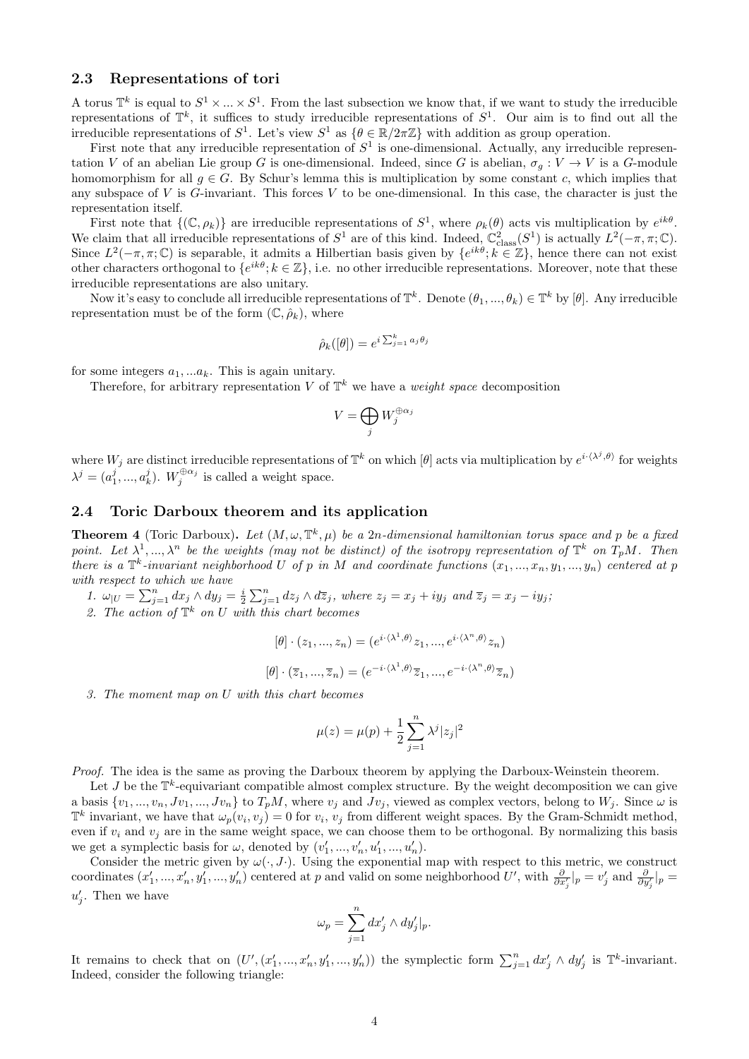### 2.3 Representations of tori

A torus $\mathbb{T}^k$ is equal to $S^1 \times ... \times S^1$. From the last subsection we know that, if we want to study the irreducible representations of $\mathbb{T}^k$, it suffices to study irreducible representations of $S^1$. Our aim is to find out all the irreducible representations of $S^1$. Let's view $S^1$ as $\{\theta \in \mathbb{R}/2\pi\mathbb{Z}\}$ with addition as group operation.

First note that any irreducible representation of $S^1$ is one-dimensional. Actually, any irreducible representation $V$ of an abelian Lie group $G$ is one-dimensional. Indeed, since $G$ is abelian, $\sigma_g : V \to V$ is a $G$-module homomorphism for all $g \in G$. By Schur's lemma this is multiplication by some constant $c$, which implies that any subspace of $V$ is $G$-invariant. This forces $V$ to be one-dimensional. In this case, the character is just the representation itself.

First note that $\{(\mathbb{C}, \rho_k)\}$ are irreducible representations of $S^1$, where $\rho_k(\theta)$ acts vis multiplication by $e^{ik\theta}$. We claim that all irreducible representations of $S^1$ are of this kind. Indeed, $\mathbb{C}^2_{\text{class}}(S^1)$ is actually $L^2(-\pi, \pi; \mathbb{C})$. Since $L^2(-\pi, \pi; \mathbb{C})$ is separable, it admits a Hilbertian basis given by $\{e^{ik\theta}; k \in \mathbb{Z}\}$, hence there can not exist other characters orthogonal to $\{e^{ik\theta}; k \in \mathbb{Z}\}$, i.e. no other irreducible representations. Moreover, note that these irreducible representations are also unitary.

Now it's easy to conclude all irreducible representations of $\mathbb{T}^k$. Denote $(\theta_1, ..., \theta_k) \in \mathbb{T}^k$ by $[\theta]$. Any irreducible representation must be of the form $(\mathbb{C}, \hat{\rho}_k)$, where

$$\hat{\rho}_k([\theta]) = e^{i\sum_{j=1}^k a_j\theta_j}$$

for some integers $a_1, ...a_k$. This is again unitary.

Therefore, for arbitrary representation $V$ of $\mathbb{T}^k$ we have a *weight space* decomposition

$$V = \bigoplus_j W_j^{\oplus \alpha_j}$$

where $W_j$ are distinct irreducible representations of $\mathbb{T}^k$ on which $[\theta]$ acts via multiplication by $e^{i\cdot\langle\lambda^j, \theta\rangle}$ for weights $\lambda^j = (a_1^j, ..., a_k^j)$. $W_j^{\oplus \alpha_j}$ is called a weight space.

### 2.4 Toric Darboux theorem and its application

**Theorem 4** (Toric Darboux)**.** *Let $(M, \omega, \mathbb{T}^k, \mu)$ be a $2n$-dimensional hamiltonian torus space and $p$ be a fixed point. Let $\lambda^1, ..., \lambda^n$ be the weights (may not be distinct) of the isotropy representation of $\mathbb{T}^k$ on $T_pM$. Then there is a $\mathbb{T}^k$-invariant neighborhood $U$ of $p$ in $M$ and coordinate functions $(x_1, ..., x_n, y_1, ..., y_n)$ centered at $p$ with respect to which we have*

*1. $\omega_{|U} = \sum_{j=1}^n dx_j \wedge dy_j = \frac{i}{2}\sum_{j=1}^n dz_j \wedge d\overline{z}_j$, where $z_j = x_j + iy_j$ and $\overline{z}_j = x_j - iy_j$;*

*2. The action of $\mathbb{T}^k$ on $U$ with this chart becomes*

$$[\theta] \cdot (z_1, ..., z_n) = (e^{i\cdot\langle\lambda^1, \theta\rangle}z_1, ..., e^{i\cdot\langle\lambda^n, \theta\rangle}z_n)$$

$$[\theta] \cdot (\overline{z}_1, ..., \overline{z}_n) = (e^{-i\cdot\langle\lambda^1, \theta\rangle}\overline{z}_1, ..., e^{-i\cdot\langle\lambda^n, \theta\rangle}\overline{z}_n)$$

*3. The moment map on $U$ with this chart becomes*

$$\mu(z) = \mu(p) + \frac{1}{2}\sum_{j=1}^n \lambda^j|z_j|^2$$

*Proof.* The idea is the same as proving the Darboux theorem by applying the Darboux-Weinstein theorem.

Let $J$ be the $\mathbb{T}^k$-equivariant compatible almost complex structure. By the weight decomposition we can give a basis $\{v_1, ..., v_n, Jv_1, ..., Jv_n\}$ to $T_pM$, where $v_j$ and $Jv_j$, viewed as complex vectors, belong to $W_j$. Since $\omega$ is $\mathbb{T}^k$ invariant, we have that $\omega_p(v_i, v_j) = 0$ for $v_i$, $v_j$ from different weight spaces. By the Gram-Schmidt method, even if $v_i$ and $v_j$ are in the same weight space, we can choose them to be orthogonal. By normalizing this basis we get a symplectic basis for $\omega$, denoted by $(v_1', ..., v_n', u_1', ..., u_n')$.

Consider the metric given by $\omega(\cdot, J\cdot)$. Using the exponential map with respect to this metric, we construct coordinates $(x_1', ..., x_n', y_1', ..., y_n')$ centered at $p$ and valid on some neighborhood $U'$, with $\frac{\partial}{\partial x_j'}|_p = v_j'$ and $\frac{\partial}{\partial y_j'}|_p = u_j'$. Then we have

$$\omega_p = \sum_{j=1}^n dx_j' \wedge dy_j'|_p.$$

It remains to check that on $(U', (x_1', ..., x_n', y_1', ..., y_n'))$ the symplectic form $\sum_{j=1}^n dx_j' \wedge dy_j'$ is $\mathbb{T}^k$-invariant. Indeed, consider the following triangle: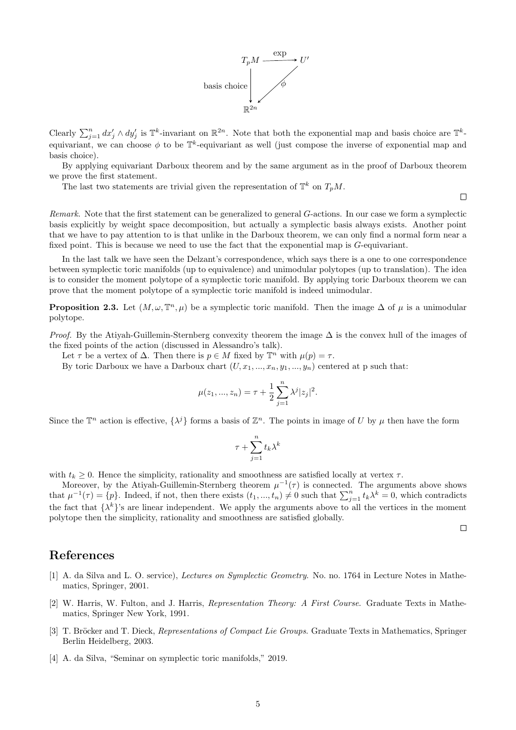$$
\begin{array}{ccc}
T_pM & \xrightarrow{\exp} & U' \\
\text{basis choice} \downarrow & \swarrow \phi & \\
\mathbb{R}^{2n} & &
\end{array}
$$

Clearly $\sum_{j=1}^n dx'_j \wedge dy'_j$ is $\mathbb{T}^k$-invariant on $\mathbb{R}^{2n}$. Note that both the exponential map and basis choice are $\mathbb{T}^k$-equivariant, we can choose $\phi$ to be $\mathbb{T}^k$-equivariant as well (just compose the inverse of exponential map and basis choice).

By applying equivariant Darboux theorem and by the same argument as in the proof of Darboux theorem we prove the first statement.

The last two statements are trivial given the representation of $\mathbb{T}^k$ on $T_pM$.

□

*Remark.* Note that the first statement can be generalized to general $G$-actions. In our case we form a symplectic basis explicitly by weight space decomposition, but actually a symplectic basis always exists. Another point that we have to pay attention to is that unlike in the Darboux theorem, we can only find a normal form near a fixed point. This is because we need to use the fact that the exponential map is $G$-equivariant.

In the last talk we have seen the Delzant's correspondence, which says there is a one to one correspondence between symplectic toric manifolds (up to equivalence) and unimodular polytopes (up to translation). The idea is to consider the moment polytope of a symplectic toric manifold. By applying toric Darboux theorem we can prove that the moment polytope of a symplectic toric manifold is indeed unimodular.

**Proposition 2.3.** Let $(M, \omega, \mathbb{T}^n, \mu)$ be a symplectic toric manifold. Then the image $\Delta$ of $\mu$ is a unimodular polytope.

*Proof.* By the Atiyah-Guillemin-Sternberg convexity theorem the image $\Delta$ is the convex hull of the images of the fixed points of the action (discussed in Alessandro's talk).

Let $\tau$ be a vertex of $\Delta$. Then there is $p \in M$ fixed by $\mathbb{T}^n$ with $\mu(p) = \tau$.

By toric Darboux we have a Darboux chart $(U, x_1, ..., x_n, y_1, ..., y_n)$ centered at p such that:

$$
\mu(z_1, ..., z_n) = \tau + \frac{1}{2}\sum_{j=1}^{n} \lambda^j |z_j|^2.
$$

Since the $\mathbb{T}^n$ action is effective, $\{\lambda^j\}$ forms a basis of $\mathbb{Z}^n$. The points in image of $U$ by $\mu$ then have the form

$$
\tau + \sum_{j=1}^{n} t_k \lambda^k
$$

with $t_k \geq 0$. Hence the simplicity, rationality and smoothness are satisfied locally at vertex $\tau$.

Moreover, by the Atiyah-Guillemin-Sternberg theorem $\mu^{-1}(\tau)$ is connected. The arguments above shows that $\mu^{-1}(\tau) = \{p\}$. Indeed, if not, then there exists $(t_1, ..., t_n) \neq 0$ such that $\sum_{j=1}^{n} t_k \lambda^k = 0$, which contradicts the fact that $\{\lambda^k\}$'s are linear independent. We apply the arguments above to all the vertices in the moment polytope then the simplicity, rationality and smoothness are satisfied globally.

□

# References

[1] A. da Silva and L. O. service), *Lectures on Symplectic Geometry.* No. no. 1764 in Lecture Notes in Mathematics, Springer, 2001.

[2] W. Harris, W. Fulton, and J. Harris, *Representation Theory: A First Course.* Graduate Texts in Mathematics, Springer New York, 1991.

[3] T. Bröcker and T. Dieck, *Representations of Compact Lie Groups.* Graduate Texts in Mathematics, Springer Berlin Heidelberg, 2003.

[4] A. da Silva, "Seminar on symplectic toric manifolds," 2019.